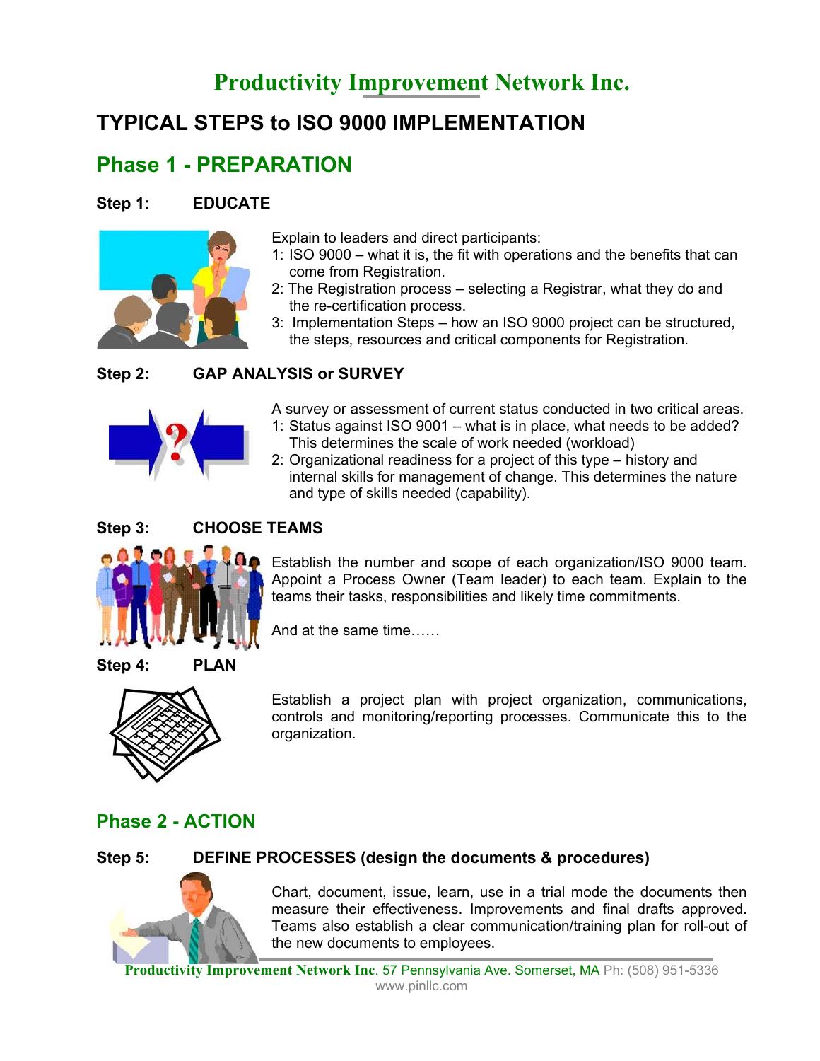# Productivity Improvement Network Inc.

## TYPICAL STEPS to ISO 9000 IMPLEMENTATION

## Phase 1 - PREPARATION

### Step 1: EDUCATE

Explain to leaders and direct participants:

1: ISO 9000 – what it is, the fit with operations and the benefits that can come from Registration.

2: The Registration process – selecting a Registrar, what they do and the re-certification process.

3: Implementation Steps – how an ISO 9000 project can be structured, the steps, resources and critical components for Registration.

### Step 2: GAP ANALYSIS or SURVEY

A survey or assessment of current status conducted in two critical areas.

1: Status against ISO 9001 – what is in place, what needs to be added? This determines the scale of work needed (workload)

2: Organizational readiness for a project of this type – history and internal skills for management of change. This determines the nature and type of skills needed (capability).

### Step 3: CHOOSE TEAMS

Establish the number and scope of each organization/ISO 9000 team. Appoint a Process Owner (Team leader) to each team. Explain to the teams their tasks, responsibilities and likely time commitments.

And at the same time……

### Step 4: PLAN

Establish a project plan with project organization, communications, controls and monitoring/reporting processes. Communicate this to the organization.

## Phase 2 - ACTION

### Step 5: DEFINE PROCESSES (design the documents & procedures)

Chart, document, issue, learn, use in a trial mode the documents then measure their effectiveness. Improvements and final drafts approved. Teams also establish a clear communication/training plan for roll-out of the new documents to employees.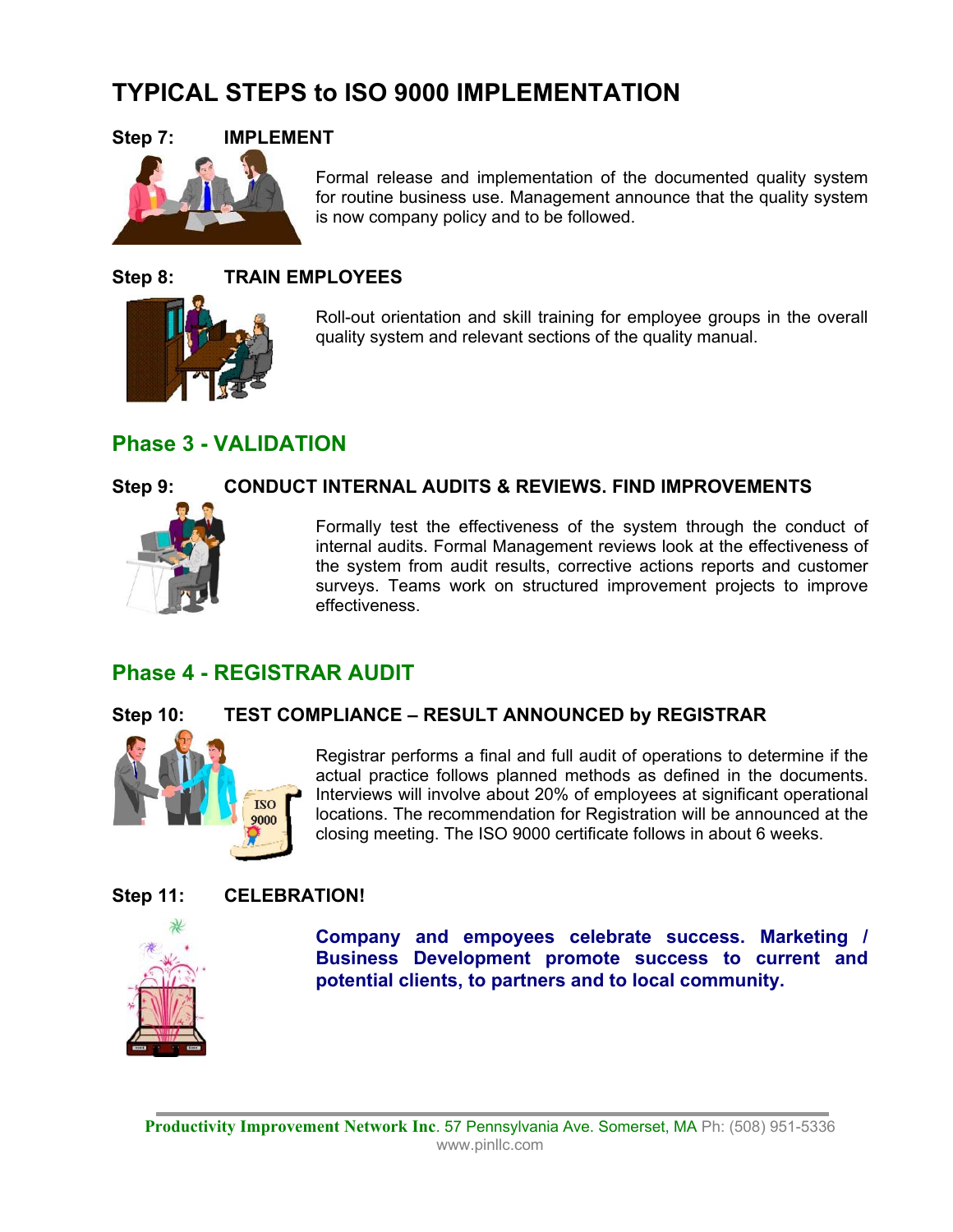# TYPICAL STEPS to ISO 9000 IMPLEMENTATION

### Step 7: IMPLEMENT

Formal release and implementation of the documented quality system for routine business use. Management announce that the quality system is now company policy and to be followed.

### Step 8: TRAIN EMPLOYEES

Roll-out orientation and skill training for employee groups in the overall quality system and relevant sections of the quality manual.

## Phase 3 - VALIDATION

### Step 9: CONDUCT INTERNAL AUDITS & REVIEWS. FIND IMPROVEMENTS

Formally test the effectiveness of the system through the conduct of internal audits. Formal Management reviews look at the effectiveness of the system from audit results, corrective actions reports and customer surveys. Teams work on structured improvement projects to improve effectiveness.

## Phase 4 - REGISTRAR AUDIT

### Step 10: TEST COMPLIANCE – RESULT ANNOUNCED by REGISTRAR

Registrar performs a final and full audit of operations to determine if the actual practice follows planned methods as defined in the documents. Interviews will involve about 20% of employees at significant operational locations. The recommendation for Registration will be announced at the closing meeting. The ISO 9000 certificate follows in about 6 weeks.

### Step 11: CELEBRATION!

**Company and empoyees celebrate success. Marketing / Business Development promote success to current and potential clients, to partners and to local community.**

**Productivity Improvement Network Inc**. 57 Pennsylvania Ave. Somerset, MA Ph: (508) 951-5336
www.pinllc.com